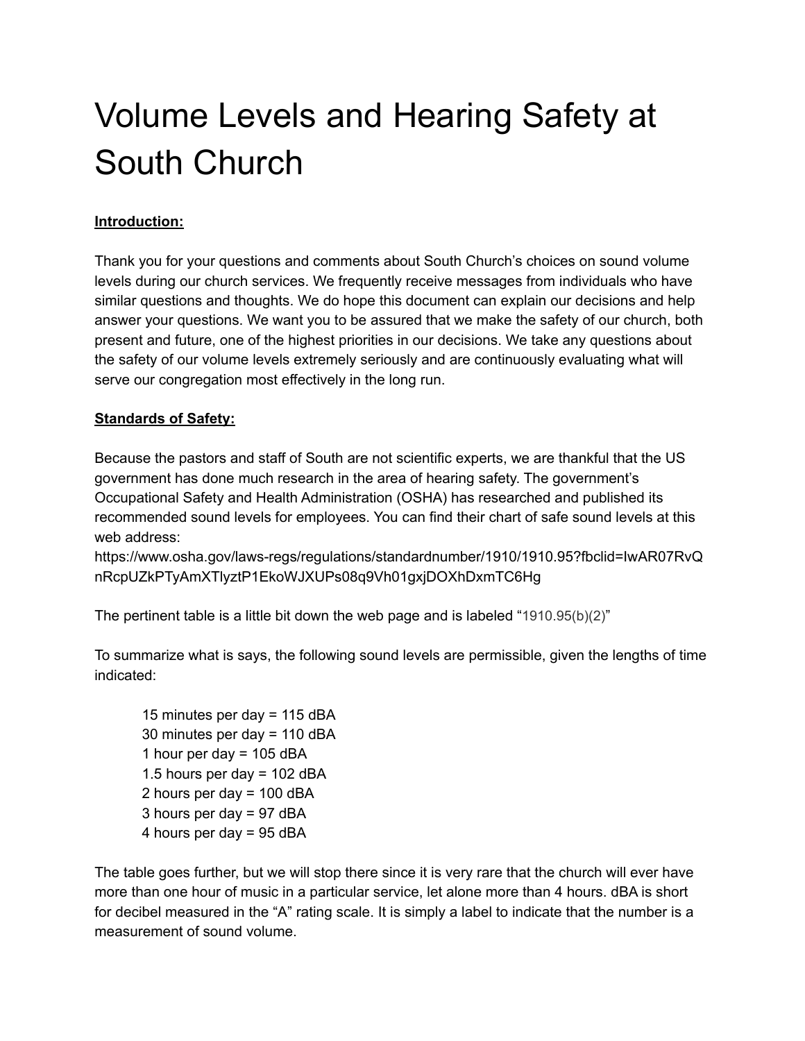# Volume Levels and Hearing Safety at South Church

**Introduction:**

Thank you for your questions and comments about South Church's choices on sound volume levels during our church services. We frequently receive messages from individuals who have similar questions and thoughts. We do hope this document can explain our decisions and help answer your questions. We want you to be assured that we make the safety of our church, both present and future, one of the highest priorities in our decisions. We take any questions about the safety of our volume levels extremely seriously and are continuously evaluating what will serve our congregation most effectively in the long run.

**Standards of Safety:**

Because the pastors and staff of South are not scientific experts, we are thankful that the US government has done much research in the area of hearing safety. The government's Occupational Safety and Health Administration (OSHA) has researched and published its recommended sound levels for employees. You can find their chart of safe sound levels at this web address:
https://www.osha.gov/laws-regs/regulations/standardnumber/1910/1910.95?fbclid=IwAR07RvQnRcpUZkPTyAmXTlyztP1EkoWJXUPs08q9Vh01gxjDOXhDxmTC6Hg

The pertinent table is a little bit down the web page and is labeled "1910.95(b)(2)"

To summarize what is says, the following sound levels are permissible, given the lengths of time indicated:

15 minutes per day = 115 dBA
30 minutes per day = 110 dBA
1 hour per day = 105 dBA
1.5 hours per day = 102 dBA
2 hours per day = 100 dBA
3 hours per day = 97 dBA
4 hours per day = 95 dBA

The table goes further, but we will stop there since it is very rare that the church will ever have more than one hour of music in a particular service, let alone more than 4 hours. dBA is short for decibel measured in the "A" rating scale. It is simply a label to indicate that the number is a measurement of sound volume.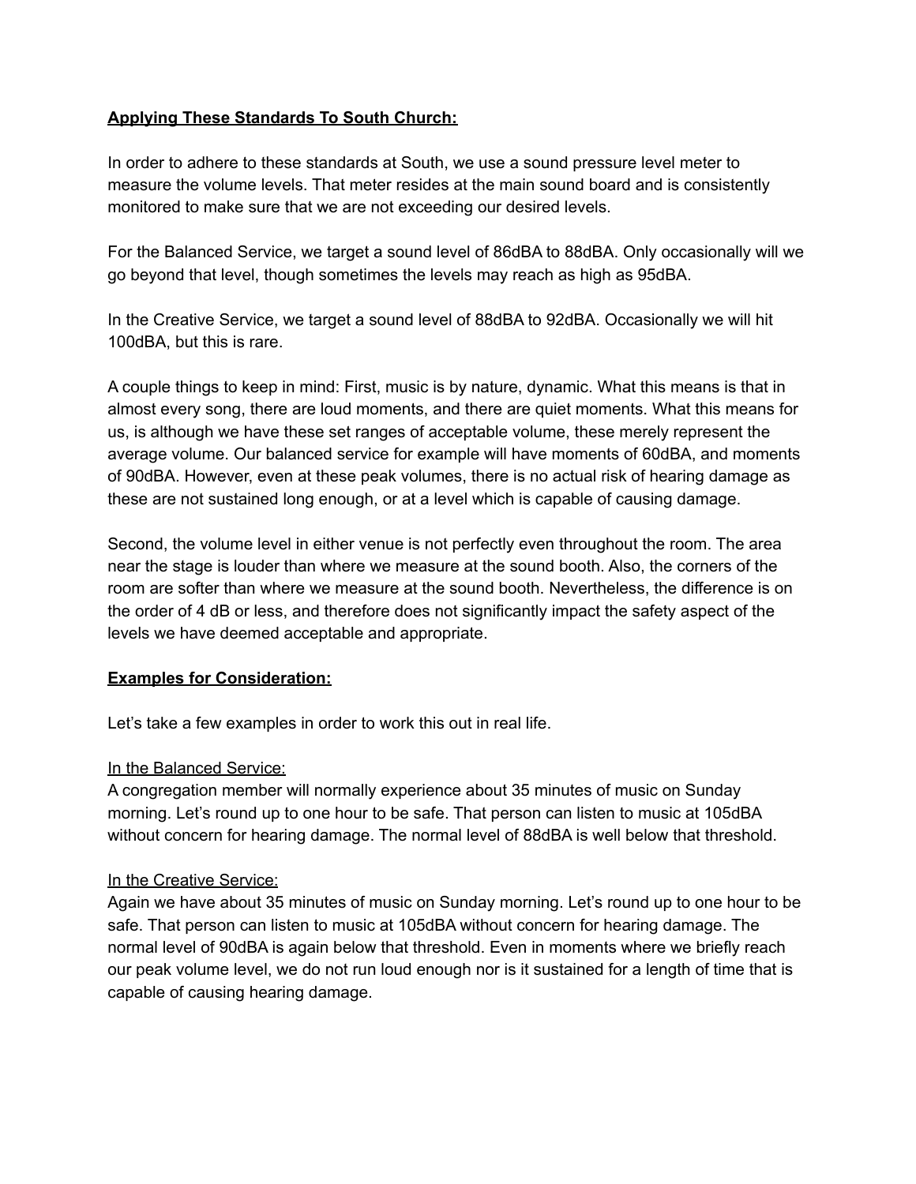**Applying These Standards To South Church:**

In order to adhere to these standards at South, we use a sound pressure level meter to measure the volume levels. That meter resides at the main sound board and is consistently monitored to make sure that we are not exceeding our desired levels.

For the Balanced Service, we target a sound level of 86dBA to 88dBA. Only occasionally will we go beyond that level, though sometimes the levels may reach as high as 95dBA.

In the Creative Service, we target a sound level of 88dBA to 92dBA. Occasionally we will hit 100dBA, but this is rare.

A couple things to keep in mind: First, music is by nature, dynamic. What this means is that in almost every song, there are loud moments, and there are quiet moments. What this means for us, is although we have these set ranges of acceptable volume, these merely represent the average volume. Our balanced service for example will have moments of 60dBA, and moments of 90dBA. However, even at these peak volumes, there is no actual risk of hearing damage as these are not sustained long enough, or at a level which is capable of causing damage.

Second, the volume level in either venue is not perfectly even throughout the room. The area near the stage is louder than where we measure at the sound booth. Also, the corners of the room are softer than where we measure at the sound booth. Nevertheless, the difference is on the order of 4 dB or less, and therefore does not significantly impact the safety aspect of the levels we have deemed acceptable and appropriate.

**Examples for Consideration:**

Let's take a few examples in order to work this out in real life.

In the Balanced Service:
A congregation member will normally experience about 35 minutes of music on Sunday morning. Let's round up to one hour to be safe. That person can listen to music at 105dBA without concern for hearing damage. The normal level of 88dBA is well below that threshold.

In the Creative Service:
Again we have about 35 minutes of music on Sunday morning. Let's round up to one hour to be safe. That person can listen to music at 105dBA without concern for hearing damage. The normal level of 90dBA is again below that threshold. Even in moments where we briefly reach our peak volume level, we do not run loud enough nor is it sustained for a length of time that is capable of causing hearing damage.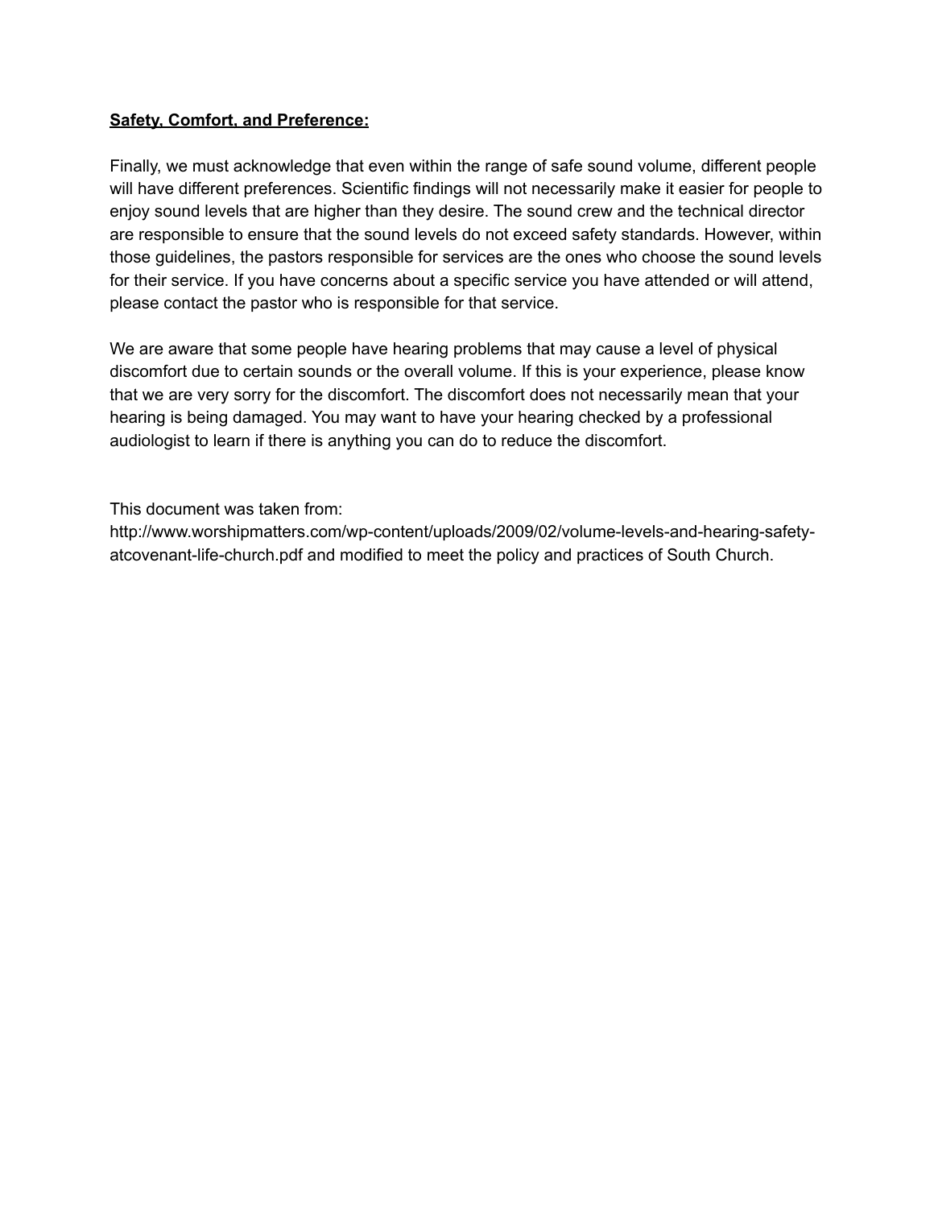**Safety, Comfort, and Preference:**

Finally, we must acknowledge that even within the range of safe sound volume, different people will have different preferences. Scientific findings will not necessarily make it easier for people to enjoy sound levels that are higher than they desire. The sound crew and the technical director are responsible to ensure that the sound levels do not exceed safety standards. However, within those guidelines, the pastors responsible for services are the ones who choose the sound levels for their service. If you have concerns about a specific service you have attended or will attend, please contact the pastor who is responsible for that service.

We are aware that some people have hearing problems that may cause a level of physical discomfort due to certain sounds or the overall volume. If this is your experience, please know that we are very sorry for the discomfort. The discomfort does not necessarily mean that your hearing is being damaged. You may want to have your hearing checked by a professional audiologist to learn if there is anything you can do to reduce the discomfort.

This document was taken from:
http://www.worshipmatters.com/wp-content/uploads/2009/02/volume-levels-and-hearing-safety-atcovenant-life-church.pdf and modified to meet the policy and practices of South Church.